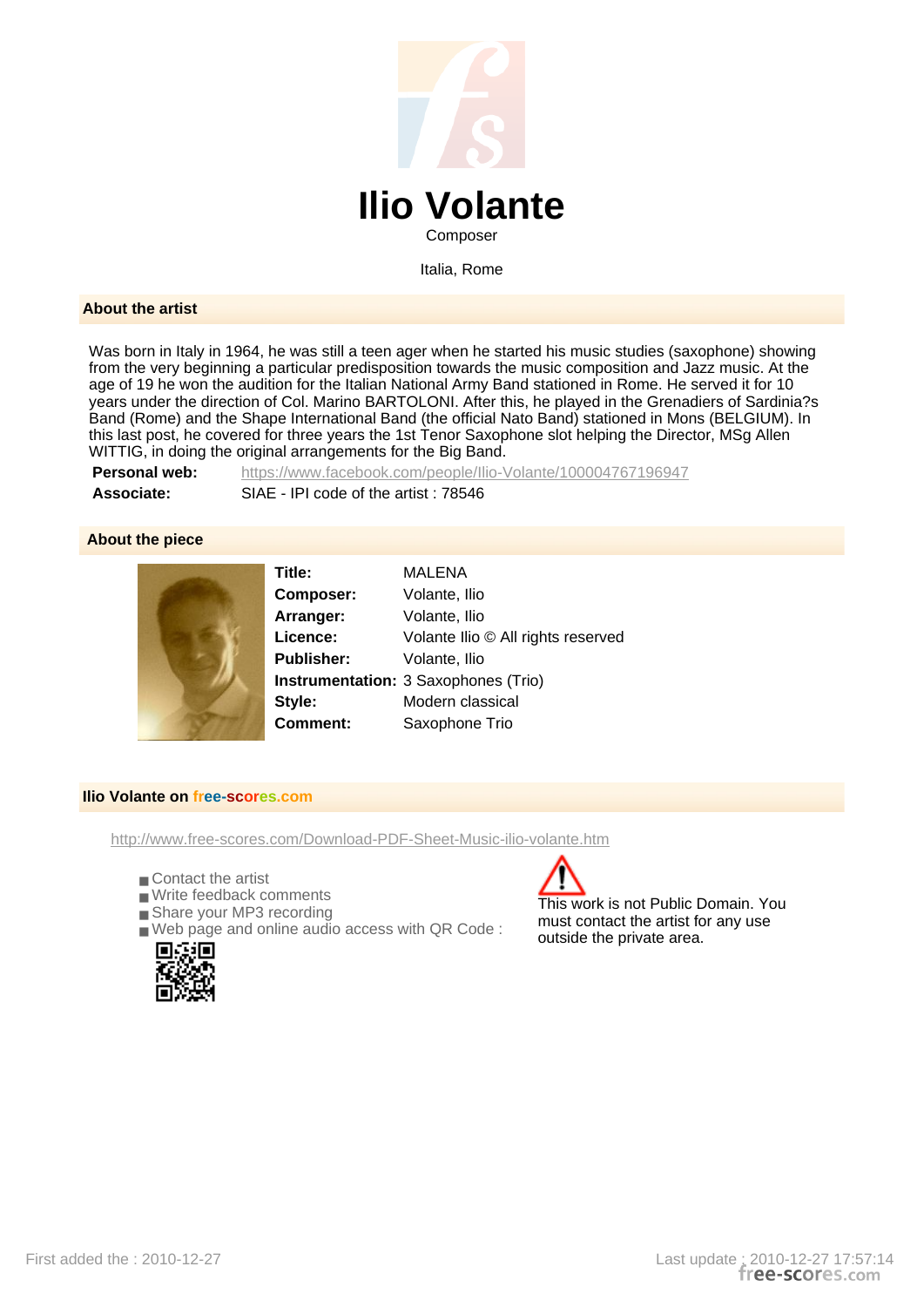# Ilio Volante

Composer

Italia, Rome

## About the artist

Was born in Italy in 1964, he was still a teen ager when he started his music studies (saxophone) showing from the very beginning a particular predisposition towards the music composition and Jazz music. At the age of 19 he won the audition for the Italian National Army Band stationed in Rome. He served it for 10 years under the direction of Col. Marino BARTOLONI. After this, he played in the Grenadiers of Sardinia?s Band (Rome) and the Shape International Band (the official Nato Band) stationed in Mons (BELGIUM). In this last post, he covered for three years the 1st Tenor Saxophone slot helping the Director, MSg Allen WITTIG, in doing the original arrangements for the Big Band.

**Personal web:** https://www.facebook.com/people/Ilio-Volante/100004767196947

**Associate:** SIAE - IPI code of the artist : 78546

## About the piece

**Title:** MALENA
**Composer:** Volante, Ilio
**Arranger:** Volante, Ilio
**Licence:** Volante Ilio © All rights reserved
**Publisher:** Volante, Ilio
**Instrumentation:** 3 Saxophones (Trio)
**Style:** Modern classical
**Comment:** Saxophone Trio

## Ilio Volante on free-scores.com

http://www.free-scores.com/Download-PDF-Sheet-Music-ilio-volante.htm

- Contact the artist
- Write feedback comments
- Share your MP3 recording
- Web page and online audio access with QR Code :

This work is not Public Domain. You must contact the artist for any use outside the private area.

First added the : 2010-12-27

Last update : 2010-12-27 17:57:14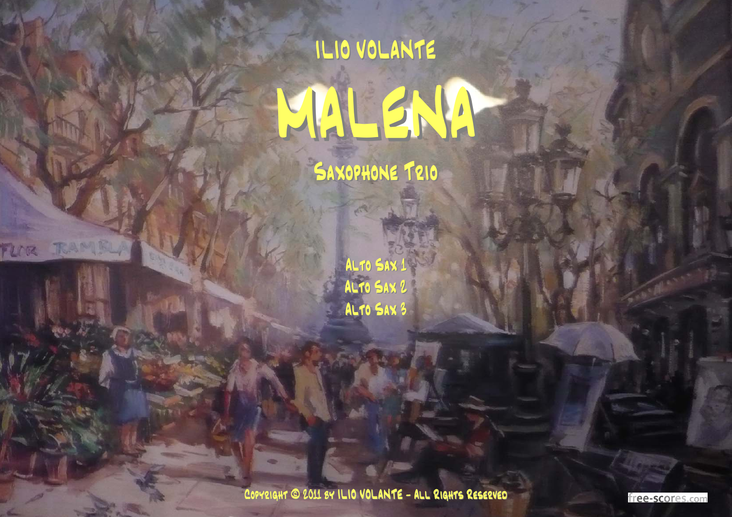ILIO VOLANTE

# MALENA

## Saxophone Trio

Alto Sax 1
Alto Sax 2
Alto Sax 3

Copyright © 2011 by ILIO VOLANTE - All Rights Reserved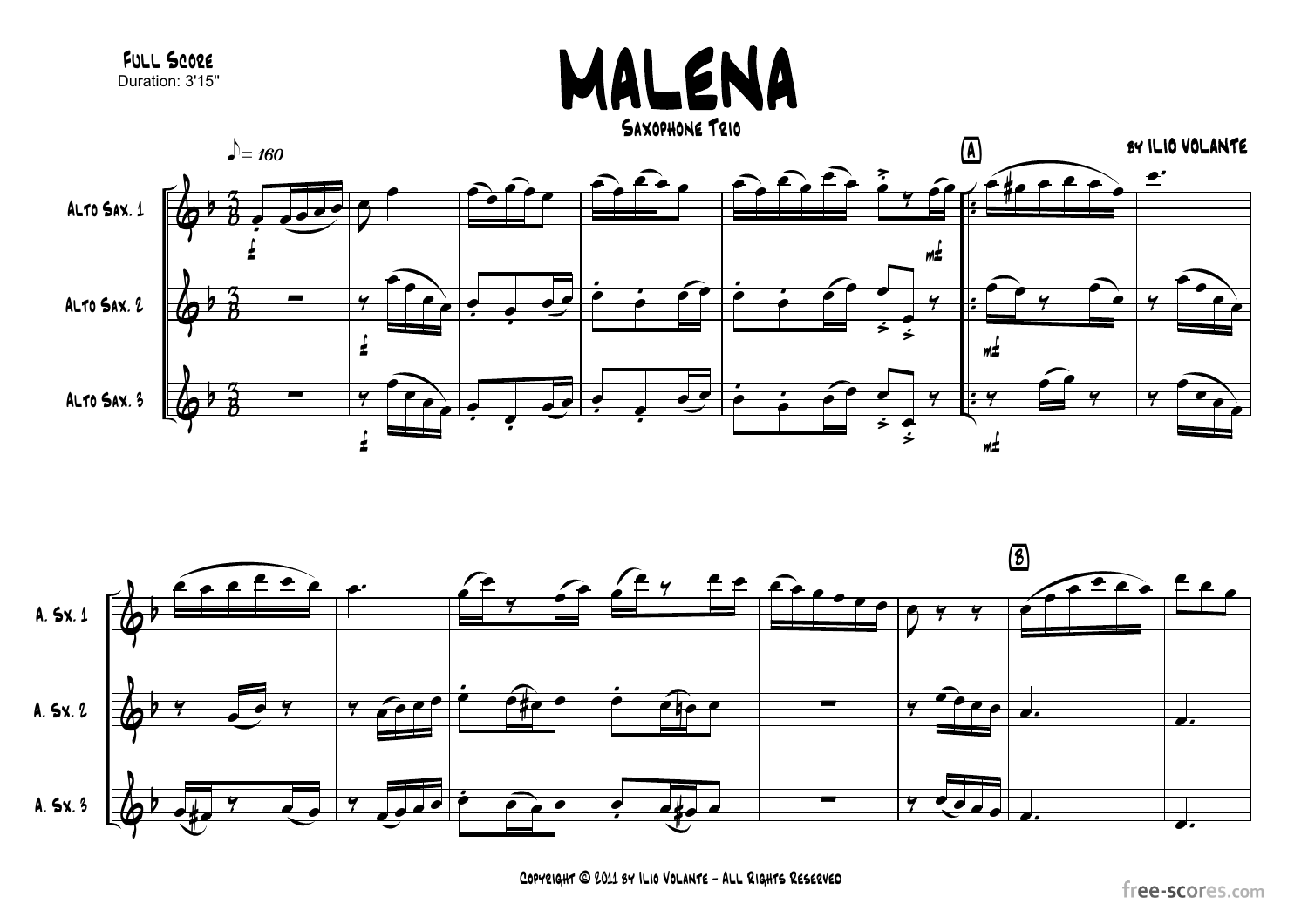Full Score
Duration: 3'15"

# MALENA

Saxophone Trio

by Ilio Volante

Copyright © 2011 by Ilio Volante - All Rights Reserved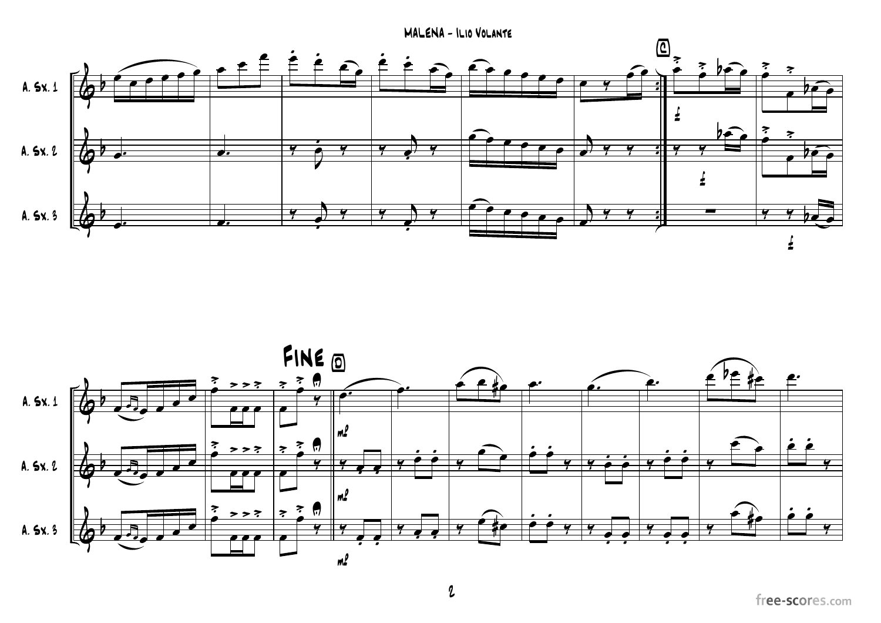# MALENA - Ilio Volante

A. Sx. 1

A. Sx. 2

A. Sx. 3

C

FINE

D

mf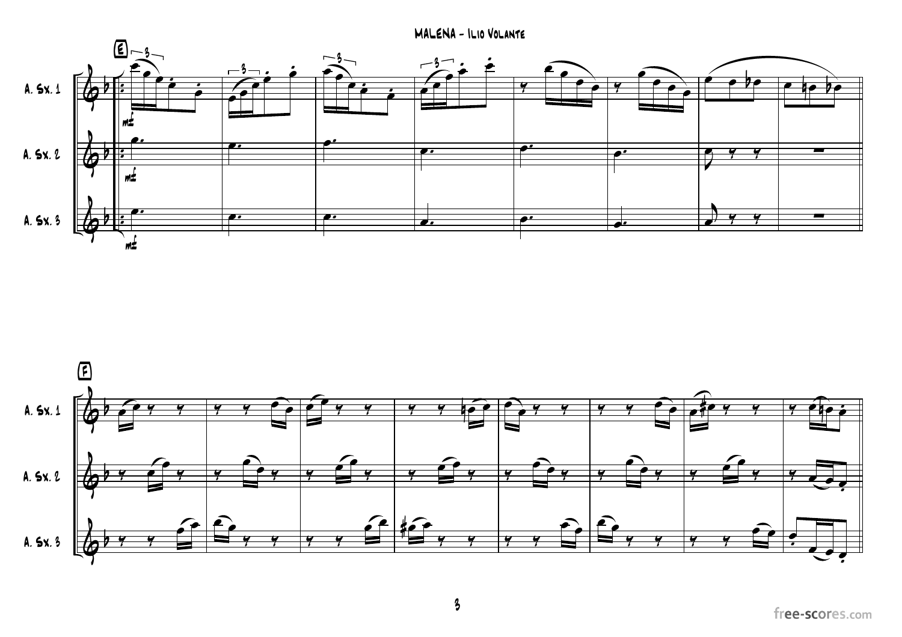MALENA - Ilio Volante

**E**

A. Sx. 1

A. Sx. 2

A. Sx. 3

**F**

A. Sx. 1

A. Sx. 2

A. Sx. 3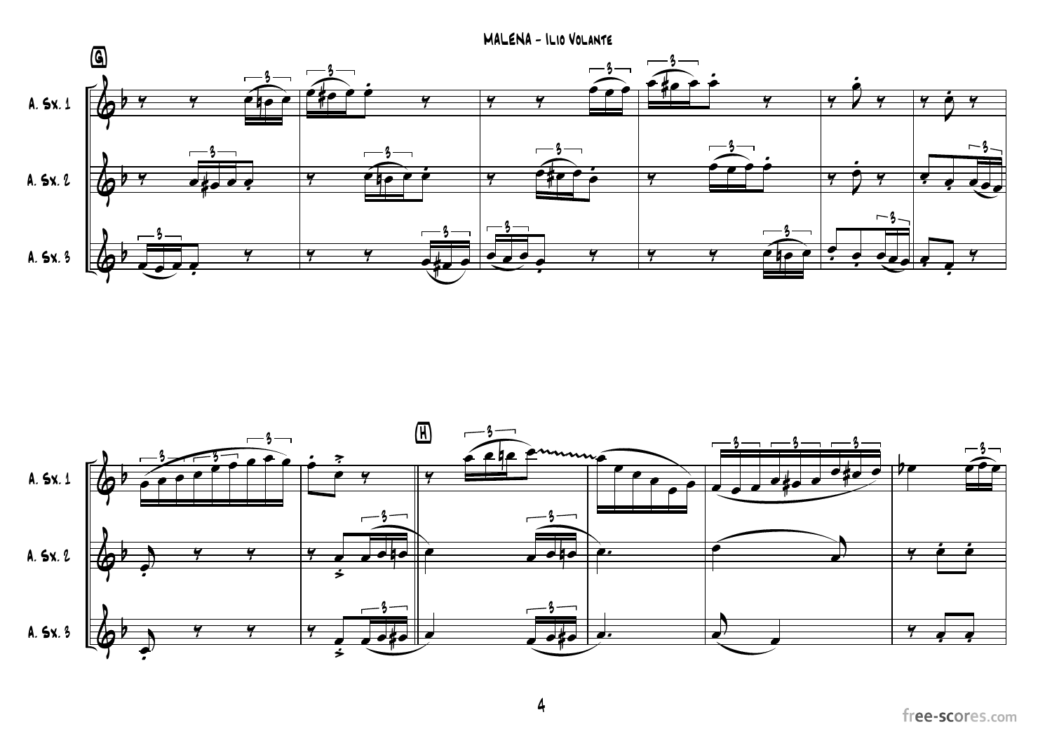MALENA - Ilio Volante

G

A. Sx. 1

A. Sx. 2

A. Sx. 3

H

A. Sx. 1

A. Sx. 2

A. Sx. 3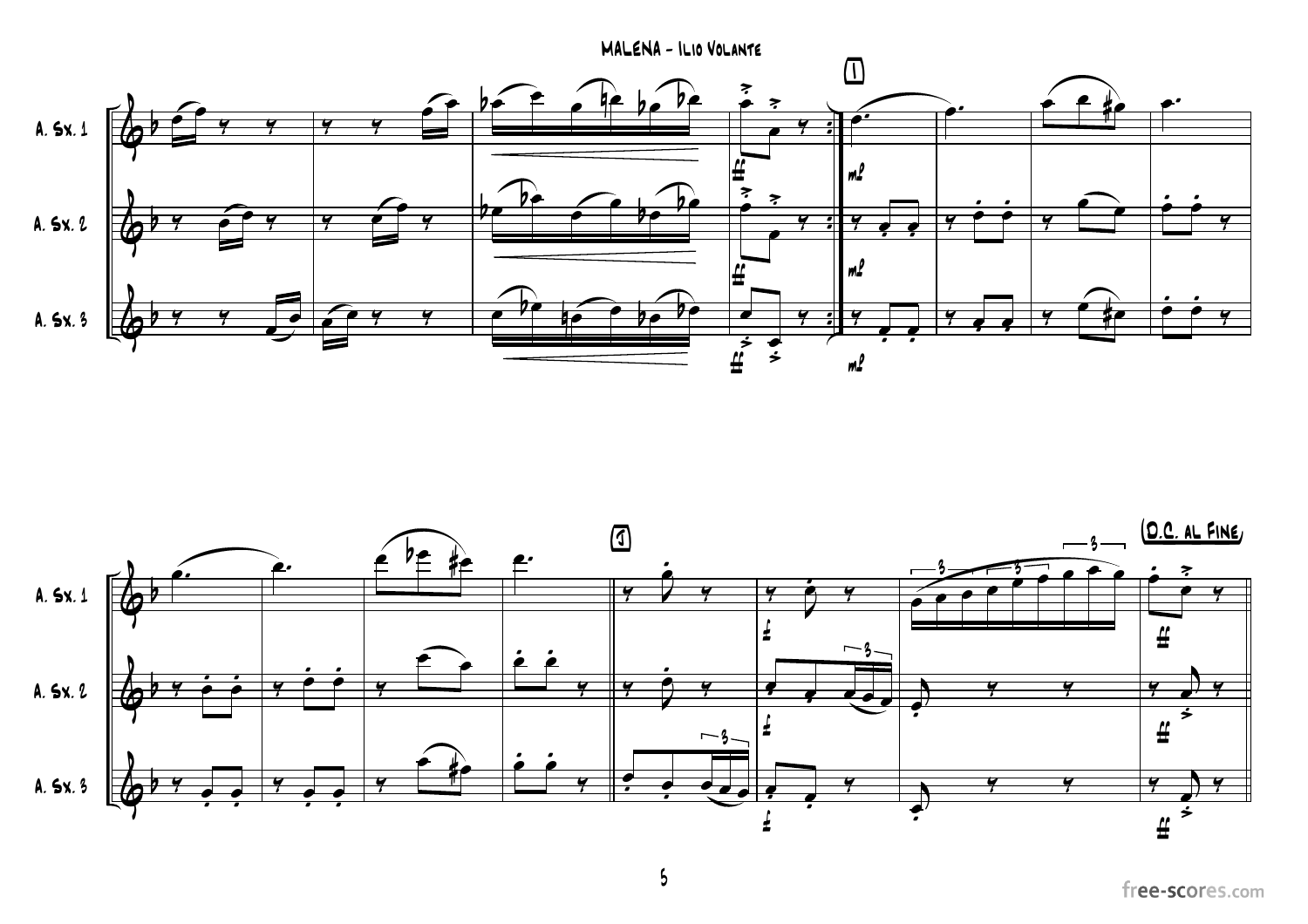MALENA - Ilio Volante

A. Sx. 1

A. Sx. 2

A. Sx. 3

I

J

(D.C. al Fine)